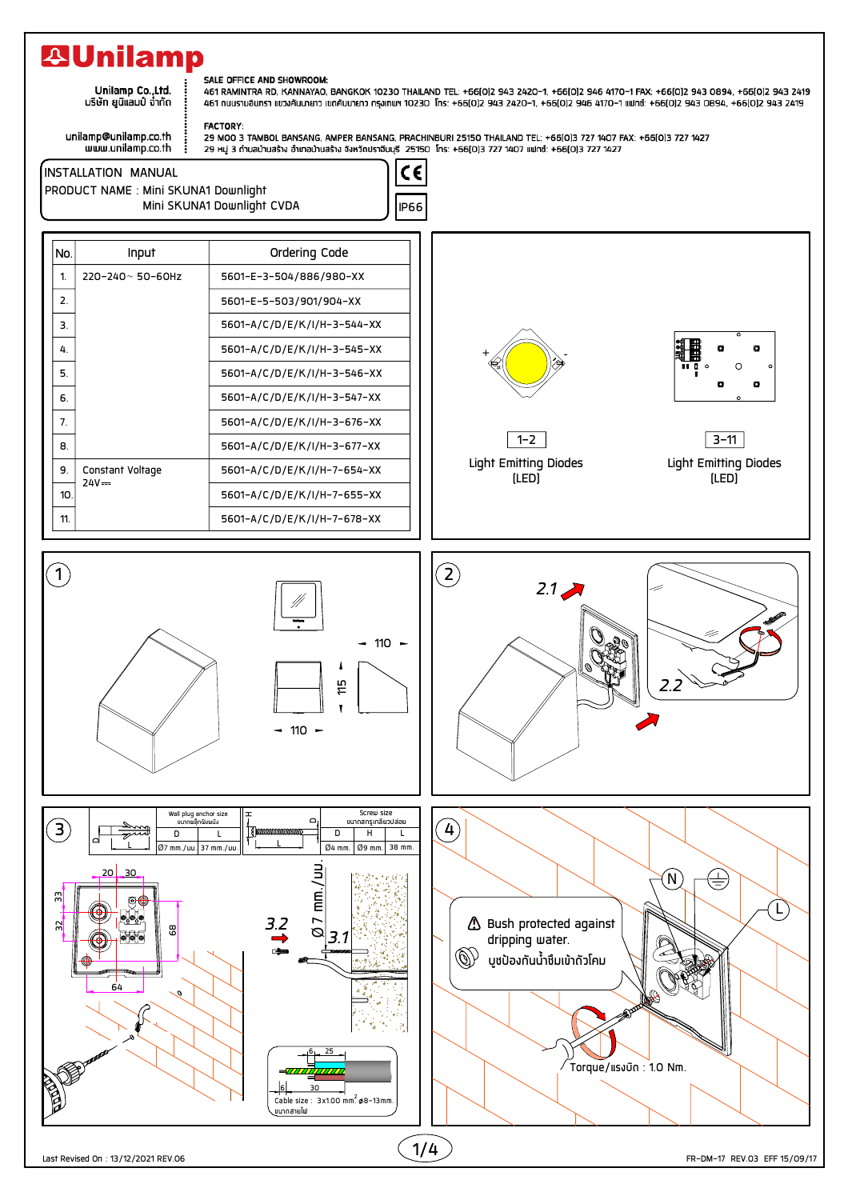# Unilamp

Unilamp Co.,Ltd.
บริษัท ยูนิแลมป์ จำกัด

unilamp@unilamp.co.th
www.unilamp.co.th

**SALE OFFICE AND SHOWROOM:**
461 RAMINTRA RD. KANNAYAO, BANGKOK 10230 THAILAND TEL: +66(0)2 943 2420-1, +66(0)2 946 4170-1 FAX: +66(0)2 943 0894, +66(0)2 943 2419
461 ถนนรามอินทรา แขวงคันนายาว เขตคันนายาว กรุงเทพฯ 10230 โทร: +66(0)2 943 2420-1, +66(0)2 946 4170-1 แฟกซ์: +66(0)2 943 0894, +66(0)2 943 2419

**FACTORY:**
29 MOO 3 TAMBOL BANSANG, AMPER BANSANG, PRACHINBURI 25150 THAILAND TEL: +66(0)3 727 1407 FAX: +66(0)3 727 1427
29 หมู่ 3 ตำบลบ้านสร้าง อำเภอบ้านสร้าง จังหวัดปราจีนบุรี 25150 โทร: +66(0)3 727 1407 แฟกซ์: +66(0)3 727 1427

## INSTALLATION MANUAL

PRODUCT NAME : Mini SKUNA1 Downlight
Mini SKUNA1 Downlight CVDA

CE
IP66

| No. | Input | Ordering Code |
|---|---|---|
| 1. | 220-240~ 50-60Hz | 5601-E-3-504/886/980-XX |
| 2. | | 5601-E-5-503/901/904-XX |
| 3. | | 5601-A/C/D/E/K/I/H-3-544-XX |
| 4. | | 5601-A/C/D/E/K/I/H-3-545-XX |
| 5. | | 5601-A/C/D/E/K/I/H-3-546-XX |
| 6. | | 5601-A/C/D/E/K/I/H-3-547-XX |
| 7. | | 5601-A/C/D/E/K/I/H-3-676-XX |
| 8. | | 5601-A/C/D/E/K/I/H-3-677-XX |
| 9. | Constant Voltage 24V⎓ | 5601-A/C/D/E/K/I/H-7-654-XX |
| 10. | | 5601-A/C/D/E/K/I/H-7-655-XX |
| 11. | | 5601-A/C/D/E/K/I/H-7-678-XX |

1-2 Light Emitting Diodes (LED)

3-11 Light Emitting Diodes (LED)

**1**

110, 115, 110

**2**

2.1, 2.2

**3**

| Wall plug anchor size ขนาดพลุ๊กพิมพ์ผนัง | |
|---|---|
| D | L |
| Ø7 mm./มม. | 37 mm./มม. |

| Screw size ขนาดสกรูเกลียวปล่อย | | |
|---|---|---|
| D | H | L |
| Ø4 mm. | Ø9 mm. | 38 mm. |

20, 30, 33, 32, 68, 64

3.2, 3.1, Ø 7 mm./มม.

6, 25, 6, 30

Cable size : 3x1.00 mm², ø8-13mm.
ขนาดสายไฟ

**4**

N, ⏚, L

⚠ Bush protected against dripping water.
บุชป้องกันน้ำซึมเข้าตัวโคม

Torque/แรงบิด : 1.0 Nm.

Last Revised On : 13/12/2021 REV.06

FR-DM-17 REV.03 EFF 15/09/17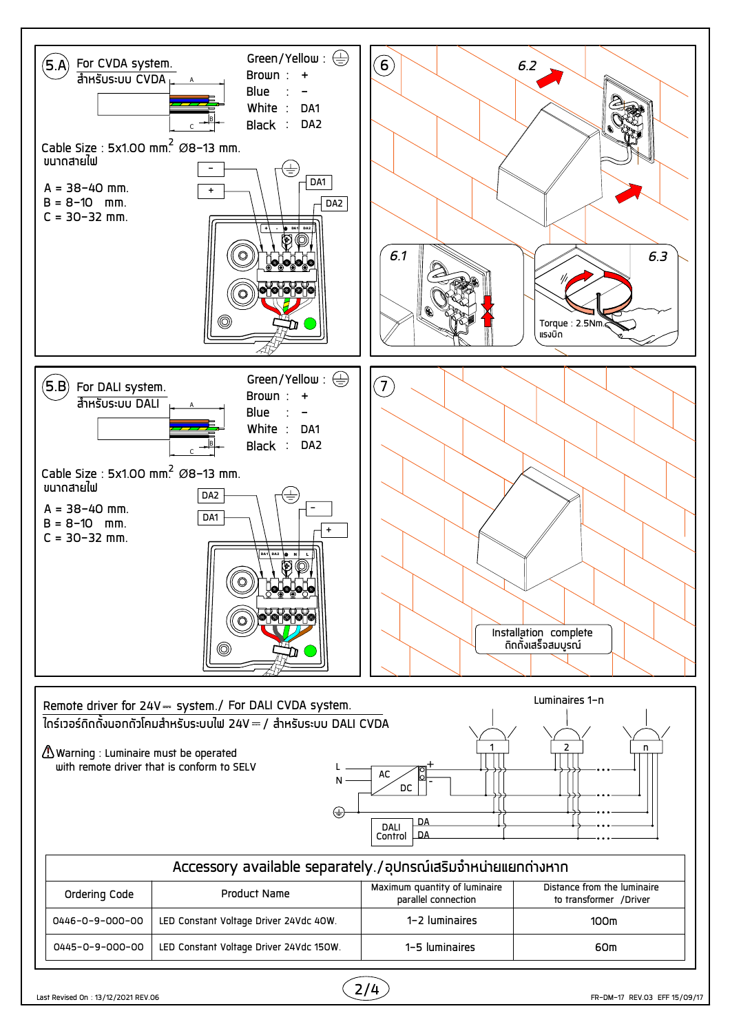## 5.A For CVDA system.

สำหรับระบบ CVDA

Green/Yellow : ⏚
Brown : +
Blue : –
White : DA1
Black : DA2

Cable Size : 5x1.00 mm.$^2$ Ø8–13 mm.
ขนาดสายไฟ

A = 38–40 mm.
B = 8–10 mm.
C = 30–32 mm.

## 6

6.1

6.2

6.3

Torque : 2.5Nm.
แรงบิด

## 5.B For DALI system.

สำหรับระบบ DALI

Green/Yellow : ⏚
Brown : +
Blue : –
White : DA1
Black : DA2

Cable Size : 5x1.00 mm.$^2$ Ø8–13 mm.
ขนาดสายไฟ

A = 38–40 mm.
B = 8–10 mm.
C = 30–32 mm.

## 7

Installation complete
ติดตั้งเสร็จสมบูรณ์

## Remote driver for 24V⎓ system./ For DALI CVDA system.

ไดร์เวอร์ติดตั้งนอกตัวโคมสำหรับระบบไฟ 24V⎓ / สำหรับระบบ DALI CVDA

⚠ Warning : Luminaire must be operated with remote driver that is conform to SELV

Luminaires 1–n

## Accessory available separately./อุปกรณ์เสริมจำหน่ายแยกต่างหาก

| Ordering Code | Product Name | Maximum quantity of luminaire parallel connection | Distance from the luminaire to transformer /Driver |
|---|---|---|---|
| 0446-0-9-000-00 | LED Constant Voltage Driver 24Vdc 40W. | 1–2 luminaires | 100m |
| 0445-0-9-000-00 | LED Constant Voltage Driver 24Vdc 150W. | 1–5 luminaires | 60m |

Last Revised On : 13/12/2021 REV.06

FR-DM-17 REV.03 EFF 15/09/17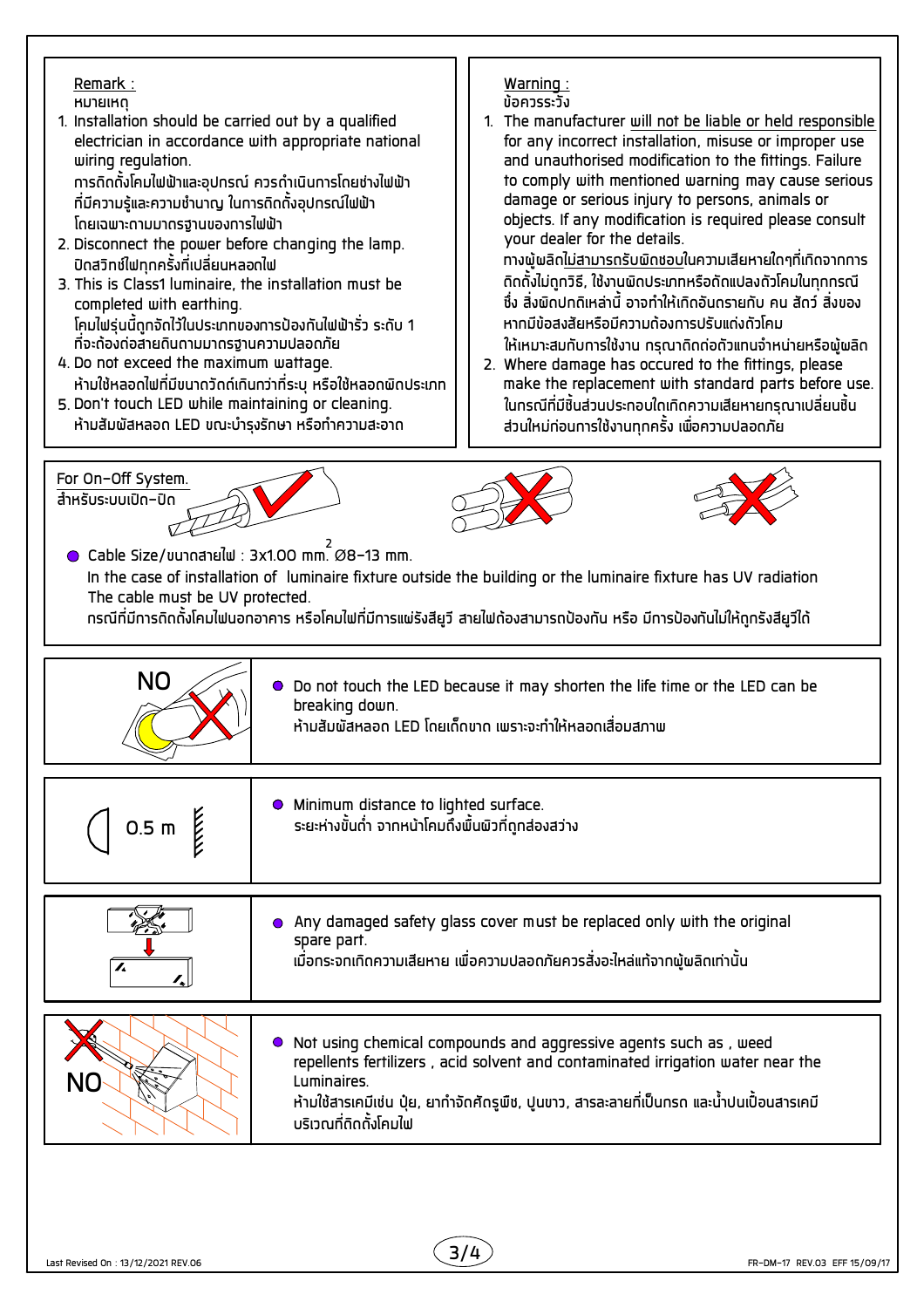## Remark :

หมายเหตุ

1. Installation should be carried out by a qualified electrician in accordance with appropriate national wiring regulation.
   การติดตั้งโคมไฟฟ้าและอุปกรณ์ ควรดำเนินการโดยช่างไฟฟ้าที่มีความรู้และความชำนาญ ในการติดตั้งอุปกรณ์ไฟฟ้า โดยเฉพาะตามมาตรฐานของการไฟฟ้า
2. Disconnect the power before changing the lamp.
   ปิดสวิทช์ไฟทุกครั้งที่เปลี่ยนหลอดไฟ
3. This is Class1 luminaire, the installation must be completed with earthing.
   โคมไฟรุ่นนี้ถูกจัดไว้ในประเภทของการป้องกันไฟฟ้ารั่ว ระดับ 1 ที่จะต้องต่อสายดินตามมาตรฐานความปลอดภัย
4. Do not exceed the maximum wattage.
   ห้ามใช้หลอดไฟที่มีขนาดวัตต์เกินกว่าที่ระบุ หรือใช้หลอดผิดประเภท
5. Don't touch LED while maintaining or cleaning.
   ห้ามสัมผัสหลอด LED ขณะบำรุงรักษา หรือทำความสะอาด

## Warning :

ข้อควรระวัง

1. The manufacturer will not be liable or held responsible for any incorrect installation, misuse or improper use and unauthorised modification to the fittings. Failure to comply with mentioned warning may cause serious damage or serious injury to persons, animals or objects. If any modification is required please consult your dealer for the details.
   ทางผู้ผลิตไม่สามารถรับผิดชอบในความเสียหายใดๆที่เกิดจากการติดตั้งไม่ถูกวิธี, ใช้งานผิดประเภทหรือดัดแปลงตัวโคมในทุกกรณี ซึ่ง สิ่งผิดปกติเหล่านี้ อาจทำให้เกิดอันตรายกับ คน สัตว์ สิ่งของ หากมีข้อสงสัยหรือมีความต้องการปรับแต่งตัวโคม ให้เหมาะสมกับการใช้งาน กรุณาติดต่อตัวแทนจำหน่ายหรือผู้ผลิต
2. Where damage has occured to the fittings, please make the replacement with standard parts before use.
   ในกรณีที่มีชิ้นส่วนประกอบใดเกิดความเสียหายกรุณาเปลี่ยนชิ้นส่วนใหม่ก่อนการใช้งานทุกครั้ง เพื่อความปลอดภัย

## For On-Off System.

สำหรับระบบเปิด-ปิด

- Cable Size/ขนาดสายไฟ : 3x1.00 mm$^2$. Ø8-13 mm.

In the case of installation of luminaire fixture outside the building or the luminaire fixture has UV radiation The cable must be UV protected.
กรณีที่มีการติดตั้งโคมไฟนอกอาคาร หรือโคมไฟที่มีการแผ่รังสียูวี สายไฟต้องสามารถป้องกัน หรือ มีการป้องกันไม่ให้ถูกรังสียูวีได้

---

NO

- Do not touch the LED because it may shorten the life time or the LED can be breaking down.
  ห้ามสัมผัสหลอด LED โดยเด็ดขาด เพราะจะทำให้หลอดเสื่อมสภาพ

---

0.5 m

- Minimum distance to lighted surface.
  ระยะห่างขั้นต่ำ จากหน้าโคมถึงพื้นผิวที่ถูกส่องสว่าง

---

- Any damaged safety glass cover must be replaced only with the original spare part.
  เมื่อกระจกเกิดความเสียหาย เพื่อความปลอดภัยควรสั่งอะไหล่แท้จากผู้ผลิตเท่านั้น

---

NO

- Not using chemical compounds and aggressive agents such as , weed repellents fertilizers , acid solvent and contaminated irrigation water near the Luminaires.
  ห้ามใช้สารเคมีเช่น ปุ๋ย, ยากำจัดศัตรูพืช, ปูนขาว, สารละลายที่เป็นกรด และน้ำปนเปื้อนสารเคมี บริเวณที่ติดตั้งโคมไฟ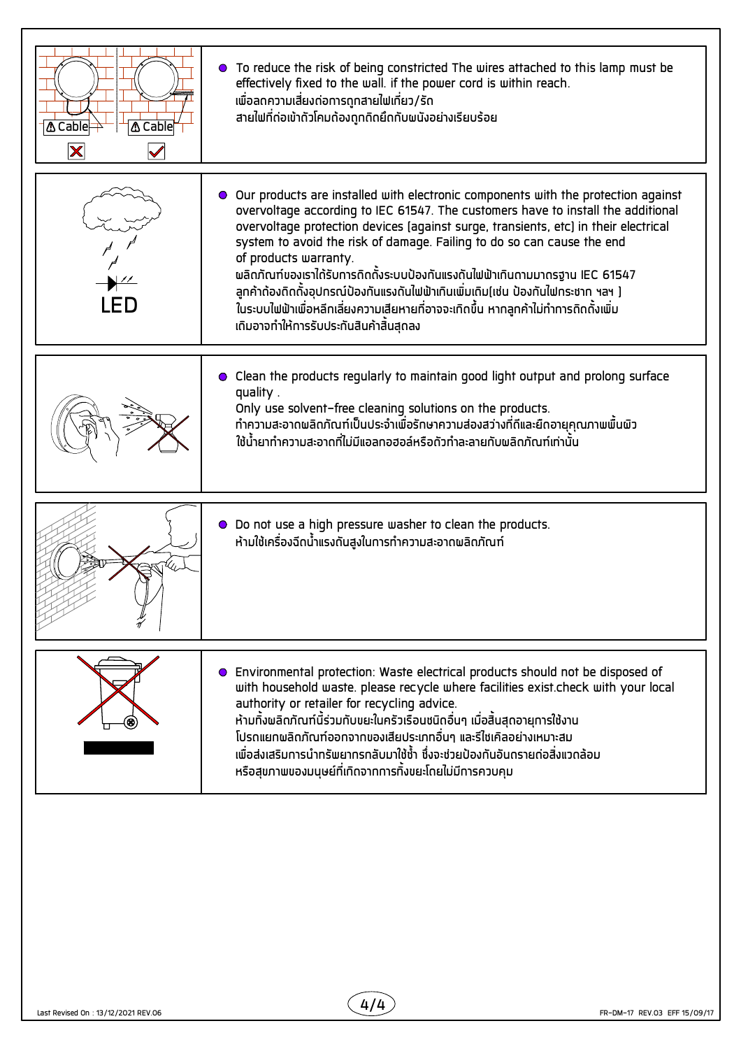| | |
|---|---|
| ⚠Cable ⚠Cable | To reduce the risk of being constricted The wires attached to this lamp must be effectively fixed to the wall. if the power cord is within reach.<br>เพื่อลดความเสี่ยงต่อการถูกสายไฟเกี่ยว/รัด<br>สายไฟที่ต่อเข้าตัวโคมต้องถูกติดยึดกับผนังอย่างเรียบร้อย |
| LED | Our products are installed with electronic components with the protection against overvoltage according to IEC 61547. The customers have to install the additional overvoltage protection devices (against surge, transients, etc) in their electrical system to avoid the risk of damage. Failing to do so can cause the end of products warranty.<br>ผลิตภัณฑ์ของเราได้รับการติดตั้งระบบป้องกันแรงดันไฟฟ้าเกินตามมาตรฐาน IEC 61547 ลูกค้าต้องติดตั้งอุปกรณ์ป้องกันแรงดันไฟฟ้าเกินเพิ่มเติม(เช่น ป้องกันไฟกระชาก ฯลฯ ) ในระบบไฟฟ้าเพื่อหลีกเลี่ยงความเสียหายที่อาจจะเกิดขึ้น หากลูกค้าไม่ทำการติดตั้งเพิ่มเติมอาจทำให้การรับประกันสินค้าสิ้นสุดลง |
| | Clean the products regularly to maintain good light output and prolong surface quality .<br>Only use solvent-free cleaning solutions on the products.<br>ทำความสะอาดผลิตภัณฑ์เป็นประจำเพื่อรักษาความส่องสว่างที่ดีและยืดอายุคุณภาพพื้นผิว<br>ใช้น้ำยาทำความสะอาดที่ไม่มีแอลกอฮอล์หรือตัวทำละลายกับผลิตภัณฑ์เท่านั้น |
| | Do not use a high pressure washer to clean the products.<br>ห้ามใช้เครื่องฉีดน้ำแรงดันสูงในการทำความสะอาดผลิตภัณฑ์ |
| | Environmental protection: Waste electrical products should not be disposed of with household waste. please recycle where facilities exist.check with your local authority or retailer for recycling advice.<br>ห้ามทิ้งผลิตภัณฑ์นี้ร่วมกับขยะในครัวเรือนชนิดอื่นๆ เมื่อสิ้นสุดอายุการใช้งาน โปรดแยกผลิตภัณฑ์ออกจากของเสียประเภทอื่นๆ และรีไซเคิลอย่างเหมาะสม เพื่อส่งเสริมการนำทรัพยากรกลับมาใช้ซ้ำ ซึ่งจะช่วยป้องกันอันตรายต่อสิ่งแวดล้อม หรือสุขภาพของมนุษย์ที่เกิดจากการทิ้งขยะโดยไม่มีการควบคุม |

Last Revised On : 13/12/2021 REV.06

FR-DM-17 REV.03 EFF 15/09/17